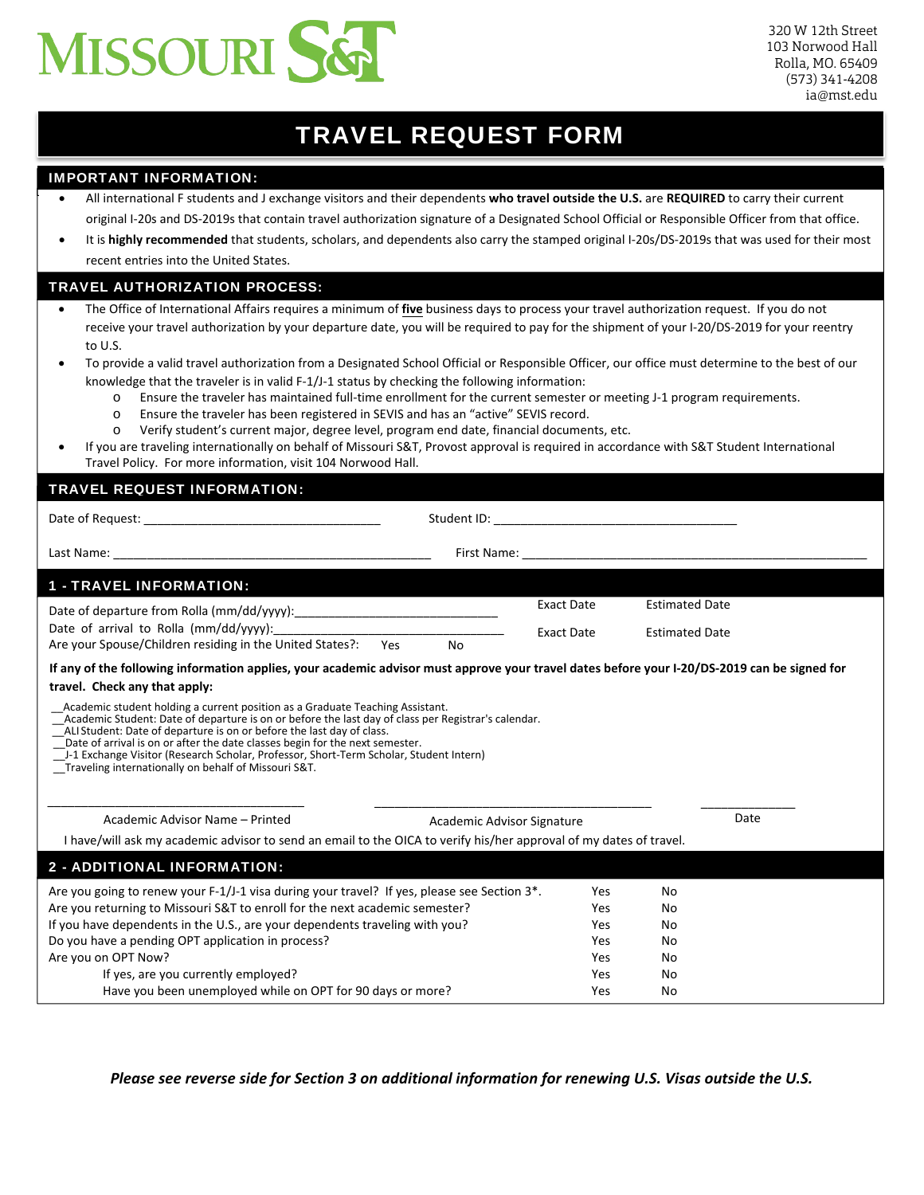# MISSOURI S&T

320 W 12th Street
103 Norwood Hall
Rolla, MO. 65409
(573) 341-4208
ia@mst.edu

# TRAVEL REQUEST FORM

## IMPORTANT INFORMATION:

- All international F students and J exchange visitors and their dependents **who travel outside the U.S.** are **REQUIRED** to carry their current original I-20s and DS-2019s that contain travel authorization signature of a Designated School Official or Responsible Officer from that office.
- It is **highly recommended** that students, scholars, and dependents also carry the stamped original I-20s/DS-2019s that was used for their most recent entries into the United States.

## TRAVEL AUTHORIZATION PROCESS:

- The Office of International Affairs requires a minimum of **five** business days to process your travel authorization request. If you do not receive your travel authorization by your departure date, you will be required to pay for the shipment of your I-20/DS-2019 for your reentry to U.S.
- To provide a valid travel authorization from a Designated School Official or Responsible Officer, our office must determine to the best of our knowledge that the traveler is in valid F-1/J-1 status by checking the following information:
  - Ensure the traveler has maintained full-time enrollment for the current semester or meeting J-1 program requirements.
  - Ensure the traveler has been registered in SEVIS and has an "active" SEVIS record.
  - Verify student's current major, degree level, program end date, financial documents, etc.
- If you are traveling internationally on behalf of Missouri S&T, Provost approval is required in accordance with S&T Student International Travel Policy. For more information, visit 104 Norwood Hall.

## TRAVEL REQUEST INFORMATION:

Date of Request: ___________________________________ Student ID: ___________________________________

Last Name: ______________________________________________ First Name: ______________________________________________

## 1 - TRAVEL INFORMATION:

Date of departure from Rolla (mm/dd/yyyy): ______________________________ Exact Date Estimated Date

Date of arrival to Rolla (mm/dd/yyyy): ___________________________________ Exact Date Estimated Date

Are your Spouse/Children residing in the United States?: Yes No

**If any of the following information applies, your academic advisor must approve your travel dates before your I-20/DS-2019 can be signed for travel. Check any that apply:**

__Academic student holding a current position as a Graduate Teaching Assistant.
__Academic Student: Date of departure is on or before the last day of class per Registrar's calendar.
__ALI Student: Date of departure is on or before the last day of class.
__Date of arrival is on or after the date classes begin for the next semester.
__J-1 Exchange Visitor (Research Scholar, Professor, Short-Term Scholar, Student Intern)
__Traveling internationally on behalf of Missouri S&T.

_____________________________________ _________________________________________ ______________
Academic Advisor Name – Printed Academic Advisor Signature Date

I have/will ask my academic advisor to send an email to the OICA to verify his/her approval of my dates of travel.

## 2 - ADDITIONAL INFORMATION:

| | | |
|---|---|---|
| Are you going to renew your F-1/J-1 visa during your travel? If yes, please see Section 3*. | Yes | No |
| Are you returning to Missouri S&T to enroll for the next academic semester? | Yes | No |
| If you have dependents in the U.S., are your dependents traveling with you? | Yes | No |
| Do you have a pending OPT application in process? | Yes | No |
| Are you on OPT Now? | Yes | No |
| If yes, are you currently employed? | Yes | No |
| Have you been unemployed while on OPT for 90 days or more? | Yes | No |

***Please see reverse side for Section 3 on additional information for renewing U.S. Visas outside the U.S.***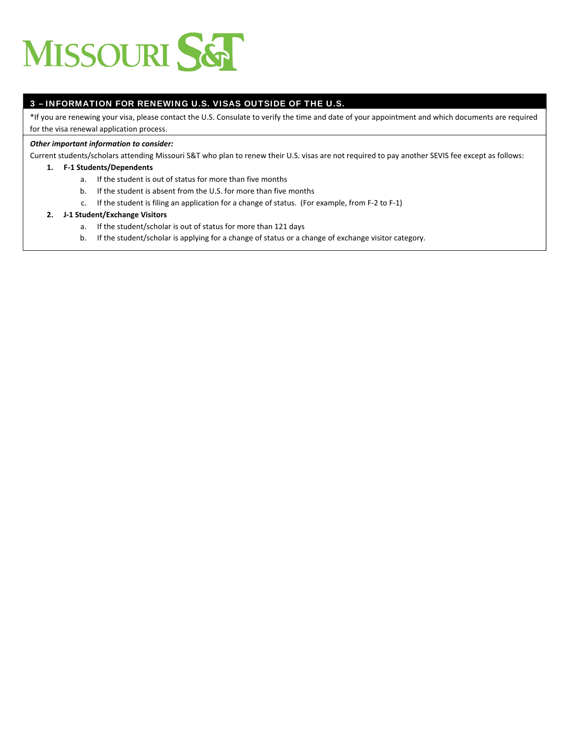MISSOURI S&T

## 3 – INFORMATION FOR RENEWING U.S. VISAS OUTSIDE OF THE U.S.

*If you are renewing your visa, please contact the U.S. Consulate to verify the time and date of your appointment and which documents are required for the visa renewal application process.

***Other important information to consider:***

Current students/scholars attending Missouri S&T who plan to renew their U.S. visas are not required to pay another SEVIS fee except as follows:

1. **F-1 Students/Dependents**
   a. If the student is out of status for more than five months
   b. If the student is absent from the U.S. for more than five months
   c. If the student is filing an application for a change of status. (For example, from F-2 to F-1)
2. **J-1 Student/Exchange Visitors**
   a. If the student/scholar is out of status for more than 121 days
   b. If the student/scholar is applying for a change of status or a change of exchange visitor category.